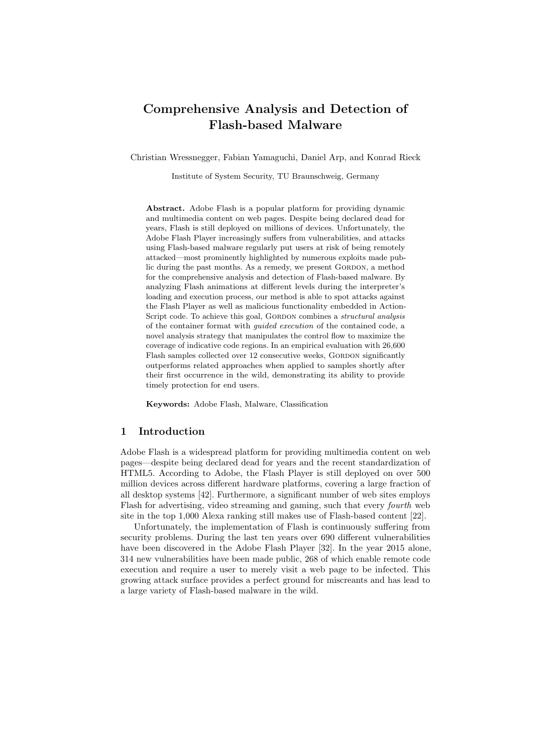# Comprehensive Analysis and Detection of Flash-based Malware

Christian Wressnegger, Fabian Yamaguchi, Daniel Arp, and Konrad Rieck

Institute of System Security, TU Braunschweig, Germany

**Abstract.** Adobe Flash is a popular platform for providing dynamic and multimedia content on web pages. Despite being declared dead for years, Flash is still deployed on millions of devices. Unfortunately, the Adobe Flash Player increasingly suffers from vulnerabilities, and attacks using Flash-based malware regularly put users at risk of being remotely attacked—most prominently highlighted by numerous exploits made public during the past months. As a remedy, we present Gordon, a method for the comprehensive analysis and detection of Flash-based malware. By analyzing Flash animations at different levels during the interpreter's loading and execution process, our method is able to spot attacks against the Flash Player as well as malicious functionality embedded in ActionScript code. To achieve this goal, Gordon combines a *structural analysis* of the container format with *guided execution* of the contained code, a novel analysis strategy that manipulates the control flow to maximize the coverage of indicative code regions. In an empirical evaluation with 26,600 Flash samples collected over 12 consecutive weeks, Gordon significantly outperforms related approaches when applied to samples shortly after their first occurrence in the wild, demonstrating its ability to provide timely protection for end users.

**Keywords:** Adobe Flash, Malware, Classification

## 1 Introduction

Adobe Flash is a widespread platform for providing multimedia content on web pages—despite being declared dead for years and the recent standardization of HTML5. According to Adobe, the Flash Player is still deployed on over 500 million devices across different hardware platforms, covering a large fraction of all desktop systems [42]. Furthermore, a significant number of web sites employs Flash for advertising, video streaming and gaming, such that every *fourth* web site in the top 1,000 Alexa ranking still makes use of Flash-based content [22].

Unfortunately, the implementation of Flash is continuously suffering from security problems. During the last ten years over 690 different vulnerabilities have been discovered in the Adobe Flash Player [32]. In the year 2015 alone, 314 new vulnerabilities have been made public, 268 of which enable remote code execution and require a user to merely visit a web page to be infected. This growing attack surface provides a perfect ground for miscreants and has lead to a large variety of Flash-based malware in the wild.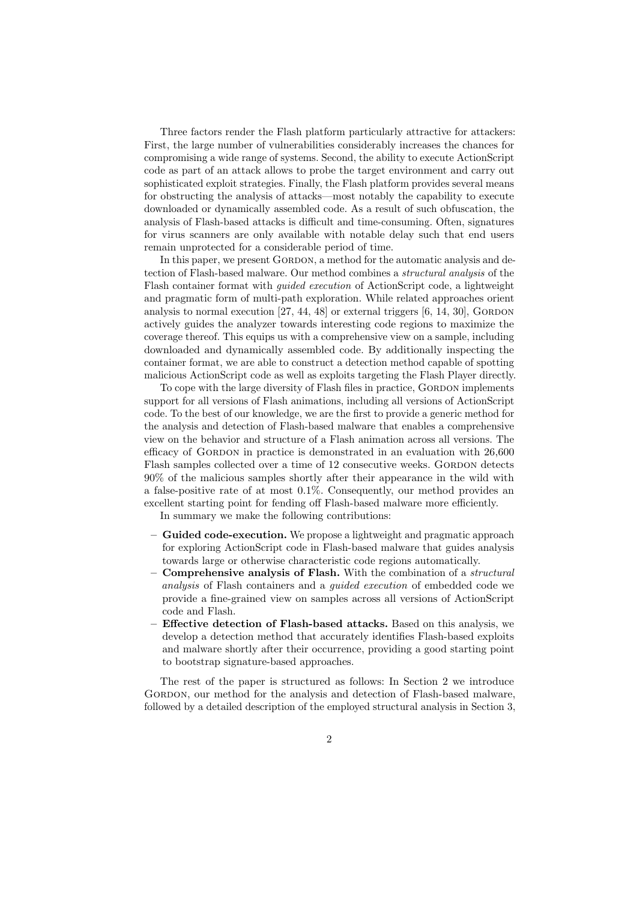Three factors render the Flash platform particularly attractive for attackers: First, the large number of vulnerabilities considerably increases the chances for compromising a wide range of systems. Second, the ability to execute ActionScript code as part of an attack allows to probe the target environment and carry out sophisticated exploit strategies. Finally, the Flash platform provides several means for obstructing the analysis of attacks—most notably the capability to execute downloaded or dynamically assembled code. As a result of such obfuscation, the analysis of Flash-based attacks is difficult and time-consuming. Often, signatures for virus scanners are only available with notable delay such that end users remain unprotected for a considerable period of time.

In this paper, we present Gordon, a method for the automatic analysis and detection of Flash-based malware. Our method combines a *structural analysis* of the Flash container format with *guided execution* of ActionScript code, a lightweight and pragmatic form of multi-path exploration. While related approaches orient analysis to normal execution [27, 44, 48] or external triggers [6, 14, 30], Gordon actively guides the analyzer towards interesting code regions to maximize the coverage thereof. This equips us with a comprehensive view on a sample, including downloaded and dynamically assembled code. By additionally inspecting the container format, we are able to construct a detection method capable of spotting malicious ActionScript code as well as exploits targeting the Flash Player directly.

To cope with the large diversity of Flash files in practice, Gordon implements support for all versions of Flash animations, including all versions of ActionScript code. To the best of our knowledge, we are the first to provide a generic method for the analysis and detection of Flash-based malware that enables a comprehensive view on the behavior and structure of a Flash animation across all versions. The efficacy of Gordon in practice is demonstrated in an evaluation with 26,600 Flash samples collected over a time of 12 consecutive weeks. Gordon detects 90% of the malicious samples shortly after their appearance in the wild with a false-positive rate of at most 0.1%. Consequently, our method provides an excellent starting point for fending off Flash-based malware more efficiently.

In summary we make the following contributions:

- **Guided code-execution.** We propose a lightweight and pragmatic approach for exploring ActionScript code in Flash-based malware that guides analysis towards large or otherwise characteristic code regions automatically.
- **Comprehensive analysis of Flash.** With the combination of a *structural analysis* of Flash containers and a *guided execution* of embedded code we provide a fine-grained view on samples across all versions of ActionScript code and Flash.
- **Effective detection of Flash-based attacks.** Based on this analysis, we develop a detection method that accurately identifies Flash-based exploits and malware shortly after their occurrence, providing a good starting point to bootstrap signature-based approaches.

The rest of the paper is structured as follows: In Section 2 we introduce Gordon, our method for the analysis and detection of Flash-based malware, followed by a detailed description of the employed structural analysis in Section 3,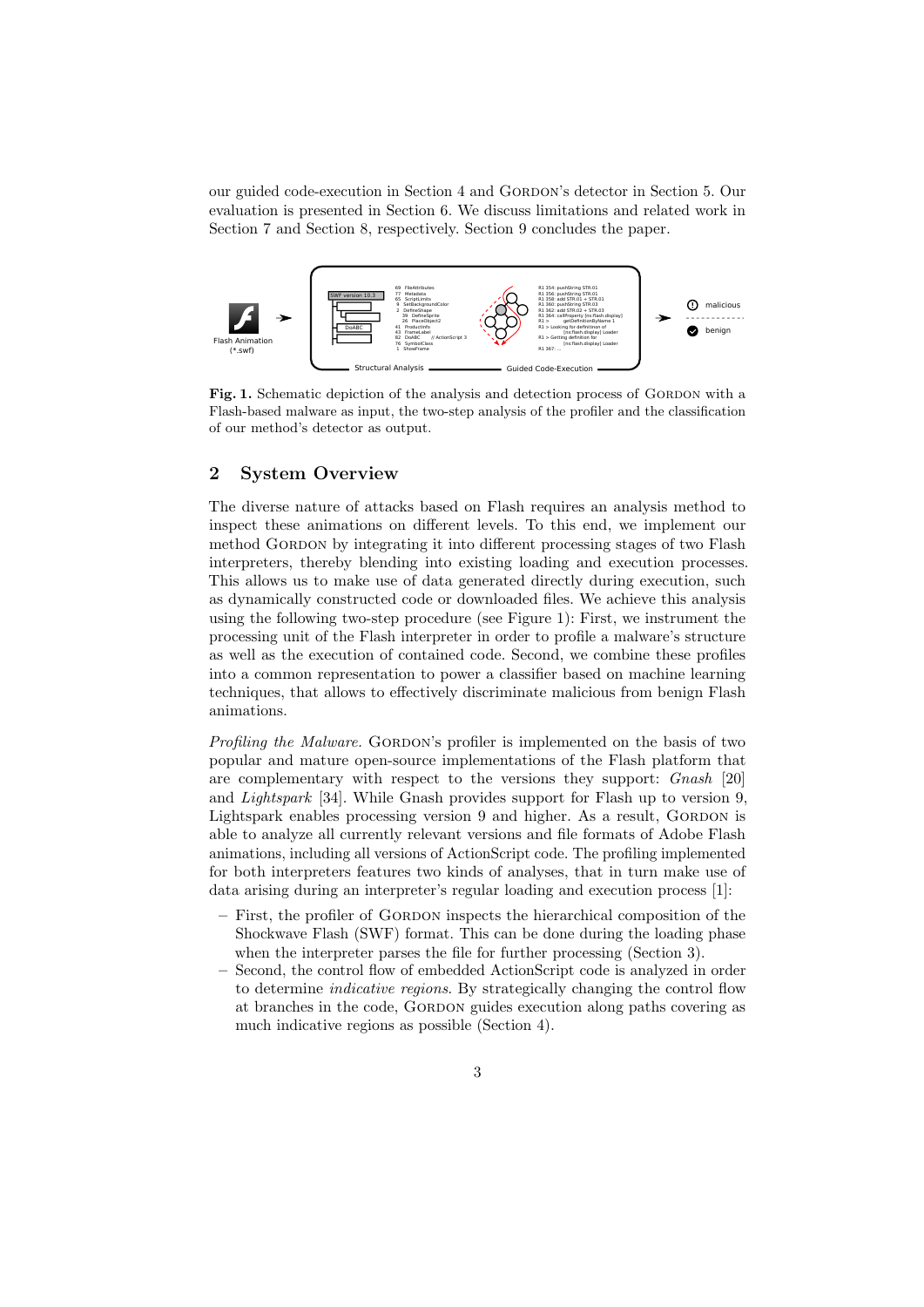our guided code-execution in Section 4 and GORDON's detector in Section 5. Our evaluation is presented in Section 6. We discuss limitations and related work in Section 7 and Section 8, respectively. Section 9 concludes the paper.

Flash Animation (*.swf)

Structural Analysis

Guided Code-Execution

malicious

benign

**Fig. 1.** Schematic depiction of the analysis and detection process of GORDON with a Flash-based malware as input, the two-step analysis of the profiler and the classification of our method's detector as output.

## 2 System Overview

The diverse nature of attacks based on Flash requires an analysis method to inspect these animations on different levels. To this end, we implement our method GORDON by integrating it into different processing stages of two Flash interpreters, thereby blending into existing loading and execution processes. This allows us to make use of data generated directly during execution, such as dynamically constructed code or downloaded files. We achieve this analysis using the following two-step procedure (see Figure 1): First, we instrument the processing unit of the Flash interpreter in order to profile a malware's structure as well as the execution of contained code. Second, we combine these profiles into a common representation to power a classifier based on machine learning techniques, that allows to effectively discriminate malicious from benign Flash animations.

*Profiling the Malware.* GORDON's profiler is implemented on the basis of two popular and mature open-source implementations of the Flash platform that are complementary with respect to the versions they support: *Gnash* [20] and *Lightspark* [34]. While Gnash provides support for Flash up to version 9, Lightspark enables processing version 9 and higher. As a result, GORDON is able to analyze all currently relevant versions and file formats of Adobe Flash animations, including all versions of ActionScript code. The profiling implemented for both interpreters features two kinds of analyses, that in turn make use of data arising during an interpreter's regular loading and execution process [1]:

- First, the profiler of GORDON inspects the hierarchical composition of the Shockwave Flash (SWF) format. This can be done during the loading phase when the interpreter parses the file for further processing (Section 3).
- Second, the control flow of embedded ActionScript code is analyzed in order to determine *indicative regions*. By strategically changing the control flow at branches in the code, GORDON guides execution along paths covering as much indicative regions as possible (Section 4).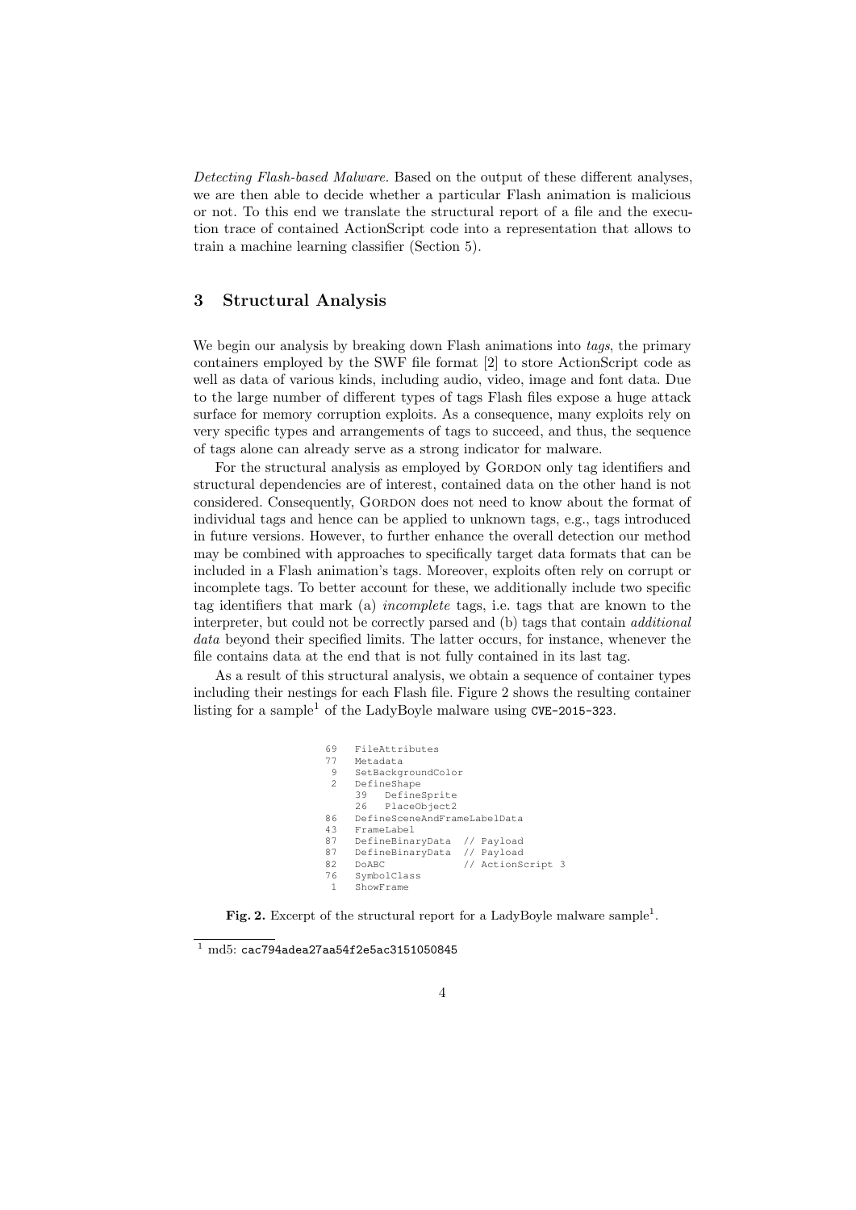*Detecting Flash-based Malware.* Based on the output of these different analyses, we are then able to decide whether a particular Flash animation is malicious or not. To this end we translate the structural report of a file and the execution trace of contained ActionScript code into a representation that allows to train a machine learning classifier (Section 5).

## 3 Structural Analysis

We begin our analysis by breaking down Flash animations into *tags*, the primary containers employed by the SWF file format [2] to store ActionScript code as well as data of various kinds, including audio, video, image and font data. Due to the large number of different types of tags Flash files expose a huge attack surface for memory corruption exploits. As a consequence, many exploits rely on very specific types and arrangements of tags to succeed, and thus, the sequence of tags alone can already serve as a strong indicator for malware.

For the structural analysis as employed by Gordon only tag identifiers and structural dependencies are of interest, contained data on the other hand is not considered. Consequently, Gordon does not need to know about the format of individual tags and hence can be applied to unknown tags, e.g., tags introduced in future versions. However, to further enhance the overall detection our method may be combined with approaches to specifically target data formats that can be included in a Flash animation's tags. Moreover, exploits often rely on corrupt or incomplete tags. To better account for these, we additionally include two specific tag identifiers that mark (a) *incomplete* tags, i.e. tags that are known to the interpreter, but could not be correctly parsed and (b) tags that contain *additional data* beyond their specified limits. The latter occurs, for instance, whenever the file contains data at the end that is not fully contained in its last tag.

As a result of this structural analysis, we obtain a sequence of container types including their nestings for each Flash file. Figure 2 shows the resulting container listing for a sample[1] of the LadyBoyle malware using `CVE-2015-323`.

```
69   FileAttributes
77   Metadata
 9   SetBackgroundColor
 2   DefineShape
     39   DefineSprite
     26   PlaceObject2
86   DefineSceneAndFrameLabelData
43   FrameLabel
87   DefineBinaryData  // Payload
87   DefineBinaryData  // Payload
82   DoABC             // ActionScript 3
76   SymbolClass
 1   ShowFrame
```

**Fig. 2.** Excerpt of the structural report for a LadyBoyle malware sample[1].

[1] md5: `cac794adea27aa54f2e5ac3151050845`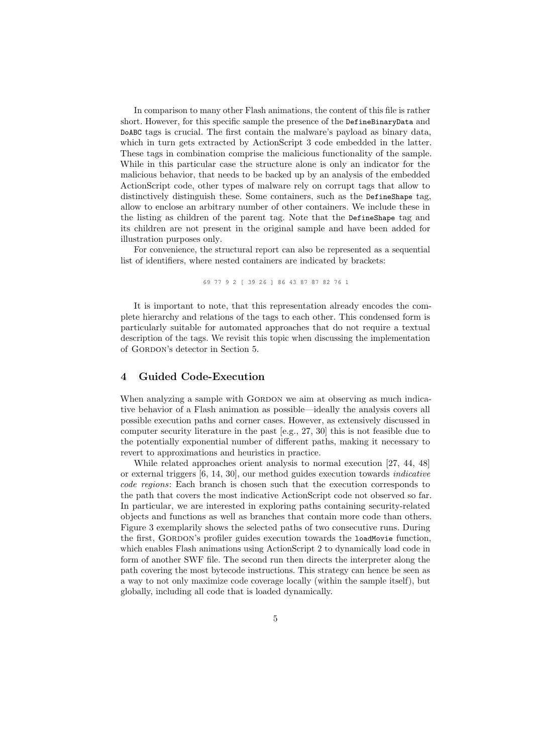In comparison to many other Flash animations, the content of this file is rather short. However, for this specific sample the presence of the `DefineBinaryData` and `DoABC` tags is crucial. The first contain the malware's payload as binary data, which in turn gets extracted by ActionScript 3 code embedded in the latter. These tags in combination comprise the malicious functionality of the sample. While in this particular case the structure alone is only an indicator for the malicious behavior, that needs to be backed up by an analysis of the embedded ActionScript code, other types of malware rely on corrupt tags that allow to distinctively distinguish these. Some containers, such as the `DefineShape` tag, allow to enclose an arbitrary number of other containers. We include these in the listing as children of the parent tag. Note that the `DefineShape` tag and its children are not present in the original sample and have been added for illustration purposes only.

For convenience, the structural report can also be represented as a sequential list of identifiers, where nested containers are indicated by brackets:

```
69 77 9 2 [ 39 26 ] 86 43 87 87 82 76 1
```

It is important to note, that this representation already encodes the complete hierarchy and relations of the tags to each other. This condensed form is particularly suitable for automated approaches that do not require a textual description of the tags. We revisit this topic when discussing the implementation of Gordon's detector in Section 5.

## 4 Guided Code-Execution

When analyzing a sample with Gordon we aim at observing as much indicative behavior of a Flash animation as possible—ideally the analysis covers all possible execution paths and corner cases. However, as extensively discussed in computer security literature in the past [e.g., 27, 30] this is not feasible due to the potentially exponential number of different paths, making it necessary to revert to approximations and heuristics in practice.

While related approaches orient analysis to normal execution [27, 44, 48] or external triggers [6, 14, 30], our method guides execution towards *indicative code regions*: Each branch is chosen such that the execution corresponds to the path that covers the most indicative ActionScript code not observed so far. In particular, we are interested in exploring paths containing security-related objects and functions as well as branches that contain more code than others. Figure 3 exemplarily shows the selected paths of two consecutive runs. During the first, Gordon's profiler guides execution towards the `loadMovie` function, which enables Flash animations using ActionScript 2 to dynamically load code in form of another SWF file. The second run then directs the interpreter along the path covering the most bytecode instructions. This strategy can hence be seen as a way to not only maximize code coverage locally (within the sample itself), but globally, including all code that is loaded dynamically.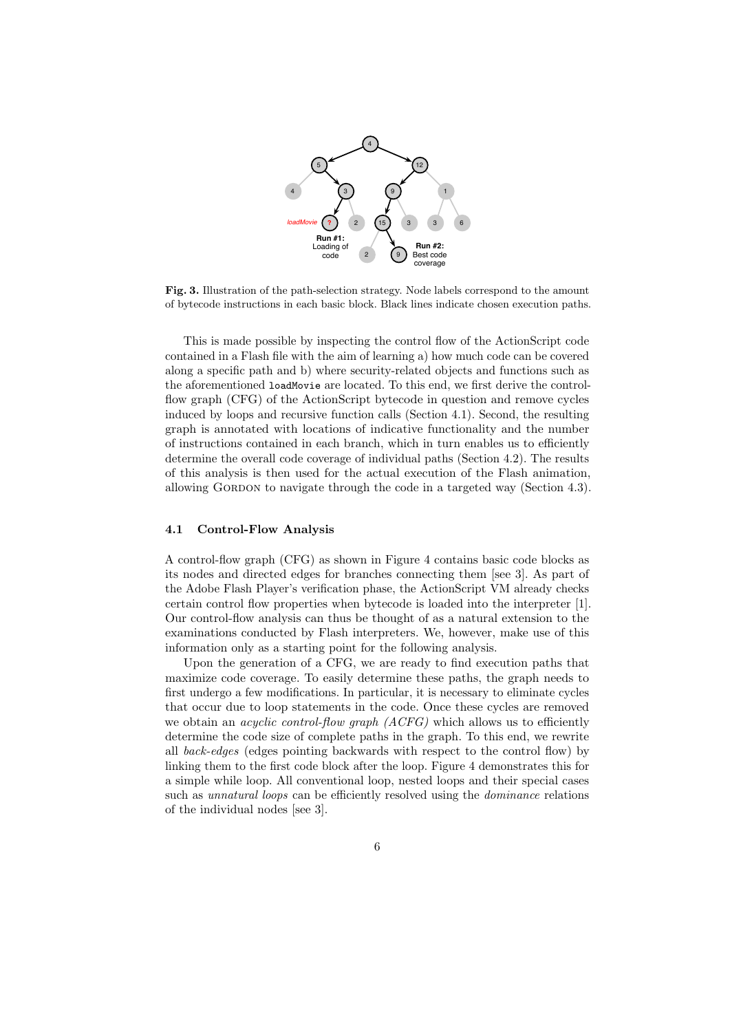**Fig. 3.** Illustration of the path-selection strategy. Node labels correspond to the amount of bytecode instructions in each basic block. Black lines indicate chosen execution paths.

This is made possible by inspecting the control flow of the ActionScript code contained in a Flash file with the aim of learning a) how much code can be covered along a specific path and b) where security-related objects and functions such as the aforementioned `loadMovie` are located. To this end, we first derive the control-flow graph (CFG) of the ActionScript bytecode in question and remove cycles induced by loops and recursive function calls (Section 4.1). Second, the resulting graph is annotated with locations of indicative functionality and the number of instructions contained in each branch, which in turn enables us to efficiently determine the overall code coverage of individual paths (Section 4.2). The results of this analysis is then used for the actual execution of the Flash animation, allowing GORDON to navigate through the code in a targeted way (Section 4.3).

### 4.1 Control-Flow Analysis

A control-flow graph (CFG) as shown in Figure 4 contains basic code blocks as its nodes and directed edges for branches connecting them [see 3]. As part of the Adobe Flash Player's verification phase, the ActionScript VM already checks certain control flow properties when bytecode is loaded into the interpreter [1]. Our control-flow analysis can thus be thought of as a natural extension to the examinations conducted by Flash interpreters. We, however, make use of this information only as a starting point for the following analysis.

Upon the generation of a CFG, we are ready to find execution paths that maximize code coverage. To easily determine these paths, the graph needs to first undergo a few modifications. In particular, it is necessary to eliminate cycles that occur due to loop statements in the code. Once these cycles are removed we obtain an *acyclic control-flow graph (ACFG)* which allows us to efficiently determine the code size of complete paths in the graph. To this end, we rewrite all *back-edges* (edges pointing backwards with respect to the control flow) by linking them to the first code block after the loop. Figure 4 demonstrates this for a simple while loop. All conventional loop, nested loops and their special cases such as *unnatural loops* can be efficiently resolved using the *dominance* relations of the individual nodes [see 3].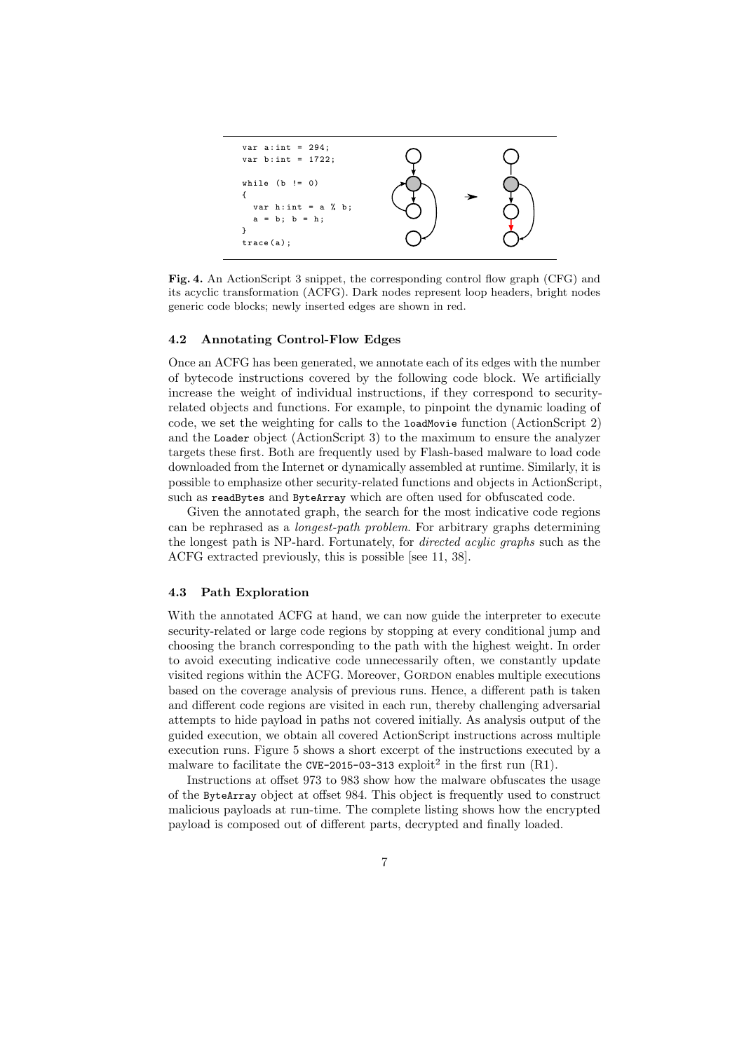```
var a:int = 294;
var b:int = 1722;

while (b != 0)
{
  var h:int = a % b;
  a = b; b = h;
}
trace(a);
```

**Fig. 4.** An ActionScript 3 snippet, the corresponding control flow graph (CFG) and its acyclic transformation (ACFG). Dark nodes represent loop headers, bright nodes generic code blocks; newly inserted edges are shown in red.

### 4.2 Annotating Control-Flow Edges

Once an ACFG has been generated, we annotate each of its edges with the number of bytecode instructions covered by the following code block. We artificially increase the weight of individual instructions, if they correspond to security-related objects and functions. For example, to pinpoint the dynamic loading of code, we set the weighting for calls to the `loadMovie` function (ActionScript 2) and the `Loader` object (ActionScript 3) to the maximum to ensure the analyzer targets these first. Both are frequently used by Flash-based malware to load code downloaded from the Internet or dynamically assembled at runtime. Similarly, it is possible to emphasize other security-related functions and objects in ActionScript, such as `readBytes` and `ByteArray` which are often used for obfuscated code.

Given the annotated graph, the search for the most indicative code regions can be rephrased as a *longest-path problem*. For arbitrary graphs determining the longest path is NP-hard. Fortunately, for *directed acylic graphs* such as the ACFG extracted previously, this is possible [see 11, 38].

### 4.3 Path Exploration

With the annotated ACFG at hand, we can now guide the interpreter to execute security-related or large code regions by stopping at every conditional jump and choosing the branch corresponding to the path with the highest weight. In order to avoid executing indicative code unnecessarily often, we constantly update visited regions within the ACFG. Moreover, GORDON enables multiple executions based on the coverage analysis of previous runs. Hence, a different path is taken and different code regions are visited in each run, thereby challenging adversarial attempts to hide payload in paths not covered initially. As analysis output of the guided execution, we obtain all covered ActionScript instructions across multiple execution runs. Figure 5 shows a short excerpt of the instructions executed by a malware to facilitate the `CVE-2015-03-313` exploit[2] in the first run (R1).

Instructions at offset 973 to 983 show how the malware obfuscates the usage of the `ByteArray` object at offset 984. This object is frequently used to construct malicious payloads at run-time. The complete listing shows how the encrypted payload is composed out of different parts, decrypted and finally loaded.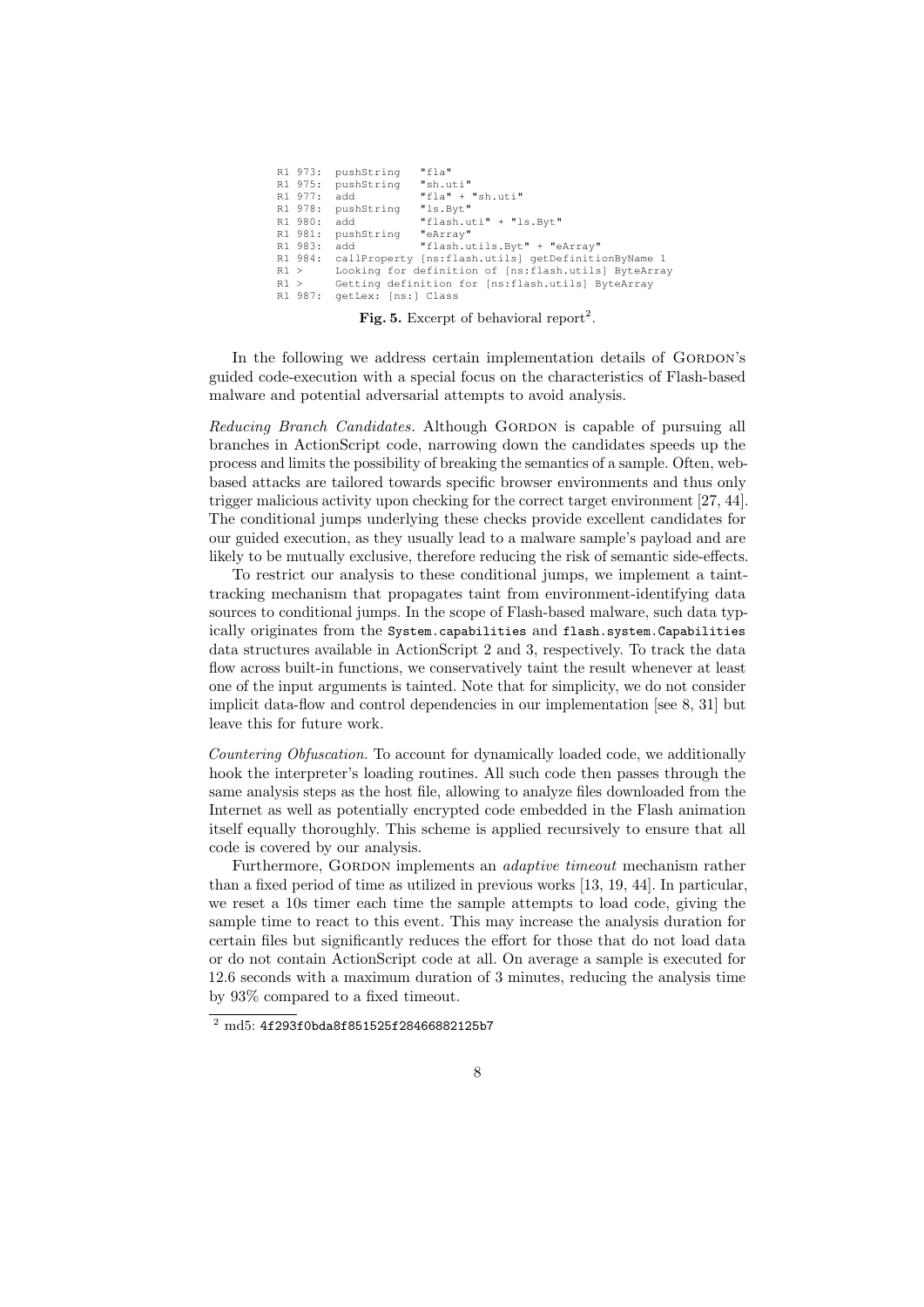```
R1 973:  pushString   "fla"
R1 975:  pushString   "sh.uti"
R1 977:  add          "fla" + "sh.uti"
R1 978:  pushString   "ls.Byt"
R1 980:  add          "flash.uti" + "ls.Byt"
R1 981:  pushString   "eArray"
R1 983:  add          "flash.utils.Byt" + "eArray"
R1 984:  callProperty [ns:flash.utils] getDefinitionByName 1
R1 >     Looking for definition of [ns:flash.utils] ByteArray
R1 >     Getting definition for [ns:flash.utils] ByteArray
R1 987:  getLex: [ns:] Class
```

**Fig. 5.** Excerpt of behavioral report[2].

In the following we address certain implementation details of Gordon's guided code-execution with a special focus on the characteristics of Flash-based malware and potential adversarial attempts to avoid analysis.

*Reducing Branch Candidates.* Although Gordon is capable of pursuing all branches in ActionScript code, narrowing down the candidates speeds up the process and limits the possibility of breaking the semantics of a sample. Often, web-based attacks are tailored towards specific browser environments and thus only trigger malicious activity upon checking for the correct target environment [27, 44]. The conditional jumps underlying these checks provide excellent candidates for our guided execution, as they usually lead to a malware sample's payload and are likely to be mutually exclusive, therefore reducing the risk of semantic side-effects.

To restrict our analysis to these conditional jumps, we implement a taint-tracking mechanism that propagates taint from environment-identifying data sources to conditional jumps. In the scope of Flash-based malware, such data typically originates from the `System.capabilities` and `flash.system.Capabilities` data structures available in ActionScript 2 and 3, respectively. To track the data flow across built-in functions, we conservatively taint the result whenever at least one of the input arguments is tainted. Note that for simplicity, we do not consider implicit data-flow and control dependencies in our implementation [see 8, 31] but leave this for future work.

*Countering Obfuscation.* To account for dynamically loaded code, we additionally hook the interpreter's loading routines. All such code then passes through the same analysis steps as the host file, allowing to analyze files downloaded from the Internet as well as potentially encrypted code embedded in the Flash animation itself equally thoroughly. This scheme is applied recursively to ensure that all code is covered by our analysis.

Furthermore, Gordon implements an *adaptive timeout* mechanism rather than a fixed period of time as utilized in previous works [13, 19, 44]. In particular, we reset a 10s timer each time the sample attempts to load code, giving the sample time to react to this event. This may increase the analysis duration for certain files but significantly reduces the effort for those that do not load data or do not contain ActionScript code at all. On average a sample is executed for 12.6 seconds with a maximum duration of 3 minutes, reducing the analysis time by 93% compared to a fixed timeout.

[2] md5: `4f293f0bda8f851525f28466882125b7`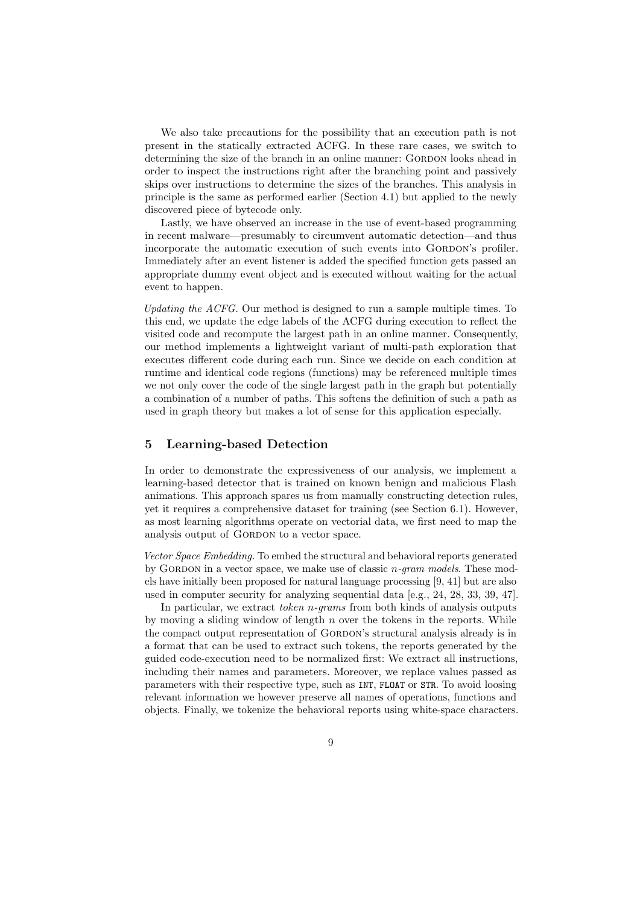We also take precautions for the possibility that an execution path is not present in the statically extracted ACFG. In these rare cases, we switch to determining the size of the branch in an online manner: Gordon looks ahead in order to inspect the instructions right after the branching point and passively skips over instructions to determine the sizes of the branches. This analysis in principle is the same as performed earlier (Section 4.1) but applied to the newly discovered piece of bytecode only.

Lastly, we have observed an increase in the use of event-based programming in recent malware—presumably to circumvent automatic detection—and thus incorporate the automatic execution of such events into Gordon's profiler. Immediately after an event listener is added the specified function gets passed an appropriate dummy event object and is executed without waiting for the actual event to happen.

*Updating the ACFG.* Our method is designed to run a sample multiple times. To this end, we update the edge labels of the ACFG during execution to reflect the visited code and recompute the largest path in an online manner. Consequently, our method implements a lightweight variant of multi-path exploration that executes different code during each run. Since we decide on each condition at runtime and identical code regions (functions) may be referenced multiple times we not only cover the code of the single largest path in the graph but potentially a combination of a number of paths. This softens the definition of such a path as used in graph theory but makes a lot of sense for this application especially.

## 5 Learning-based Detection

In order to demonstrate the expressiveness of our analysis, we implement a learning-based detector that is trained on known benign and malicious Flash animations. This approach spares us from manually constructing detection rules, yet it requires a comprehensive dataset for training (see Section 6.1). However, as most learning algorithms operate on vectorial data, we first need to map the analysis output of Gordon to a vector space.

*Vector Space Embedding.* To embed the structural and behavioral reports generated by Gordon in a vector space, we make use of classic *n-gram models*. These models have initially been proposed for natural language processing [9, 41] but are also used in computer security for analyzing sequential data [e.g., 24, 28, 33, 39, 47].

In particular, we extract *token n-grams* from both kinds of analysis outputs by moving a sliding window of length $n$ over the tokens in the reports. While the compact output representation of Gordon's structural analysis already is in a format that can be used to extract such tokens, the reports generated by the guided code-execution need to be normalized first: We extract all instructions, including their names and parameters. Moreover, we replace values passed as parameters with their respective type, such as `INT`, `FLOAT` or `STR`. To avoid loosing relevant information we however preserve all names of operations, functions and objects. Finally, we tokenize the behavioral reports using white-space characters.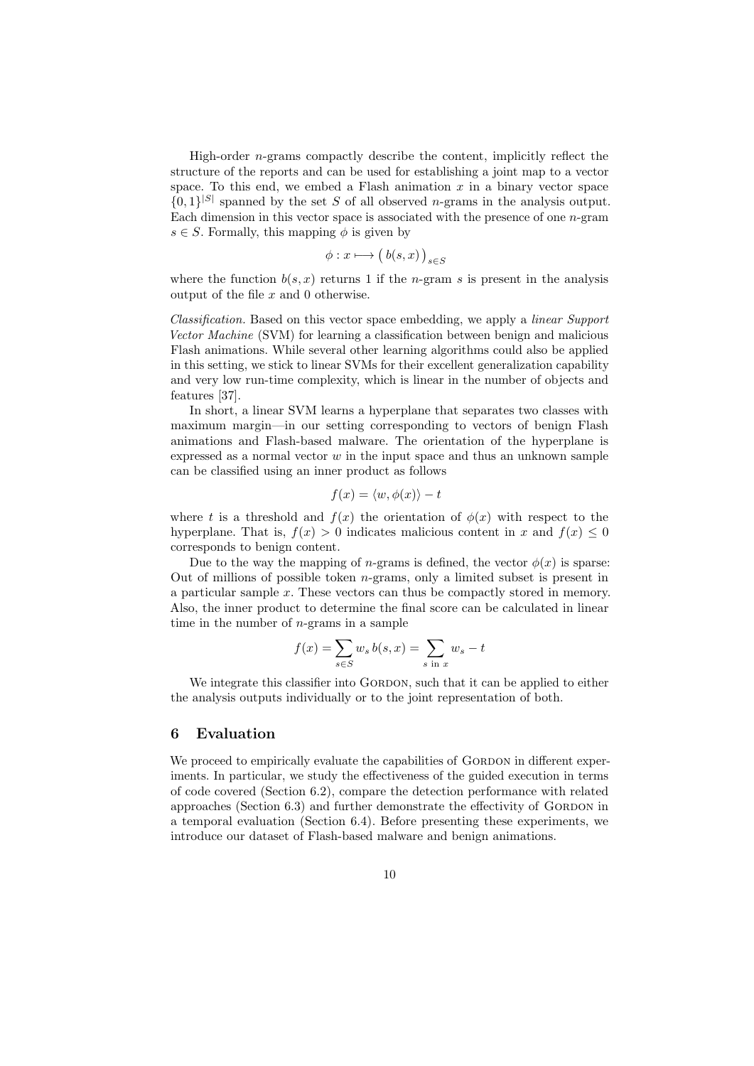High-order $n$-grams compactly describe the content, implicitly reflect the structure of the reports and can be used for establishing a joint map to a vector space. To this end, we embed a Flash animation $x$ in a binary vector space $\{0,1\}^{|S|}$ spanned by the set $S$ of all observed $n$-grams in the analysis output. Each dimension in this vector space is associated with the presence of one $n$-gram $s \in S$. Formally, this mapping $\phi$ is given by

$$\phi : x \longmapsto \big( b(s,x) \big)_{s \in S}$$

where the function $b(s,x)$ returns 1 if the $n$-gram $s$ is present in the analysis output of the file $x$ and 0 otherwise.

*Classification.* Based on this vector space embedding, we apply a *linear Support Vector Machine* (SVM) for learning a classification between benign and malicious Flash animations. While several other learning algorithms could also be applied in this setting, we stick to linear SVMs for their excellent generalization capability and very low run-time complexity, which is linear in the number of objects and features [37].

In short, a linear SVM learns a hyperplane that separates two classes with maximum margin—in our setting corresponding to vectors of benign Flash animations and Flash-based malware. The orientation of the hyperplane is expressed as a normal vector $w$ in the input space and thus an unknown sample can be classified using an inner product as follows

$$f(x) = \langle w, \phi(x) \rangle - t$$

where $t$ is a threshold and $f(x)$ the orientation of $\phi(x)$ with respect to the hyperplane. That is, $f(x) > 0$ indicates malicious content in $x$ and $f(x) \leq 0$ corresponds to benign content.

Due to the way the mapping of $n$-grams is defined, the vector $\phi(x)$ is sparse: Out of millions of possible token $n$-grams, only a limited subset is present in a particular sample $x$. These vectors can thus be compactly stored in memory. Also, the inner product to determine the final score can be calculated in linear time in the number of $n$-grams in a sample

$$f(x) = \sum_{s \in S} w_s \, b(s,x) = \sum_{s \text{ in } x} w_s - t$$

We integrate this classifier into Gordon, such that it can be applied to either the analysis outputs individually or to the joint representation of both.

## 6 Evaluation

We proceed to empirically evaluate the capabilities of Gordon in different experiments. In particular, we study the effectiveness of the guided execution in terms of code covered (Section 6.2), compare the detection performance with related approaches (Section 6.3) and further demonstrate the effectivity of Gordon in a temporal evaluation (Section 6.4). Before presenting these experiments, we introduce our dataset of Flash-based malware and benign animations.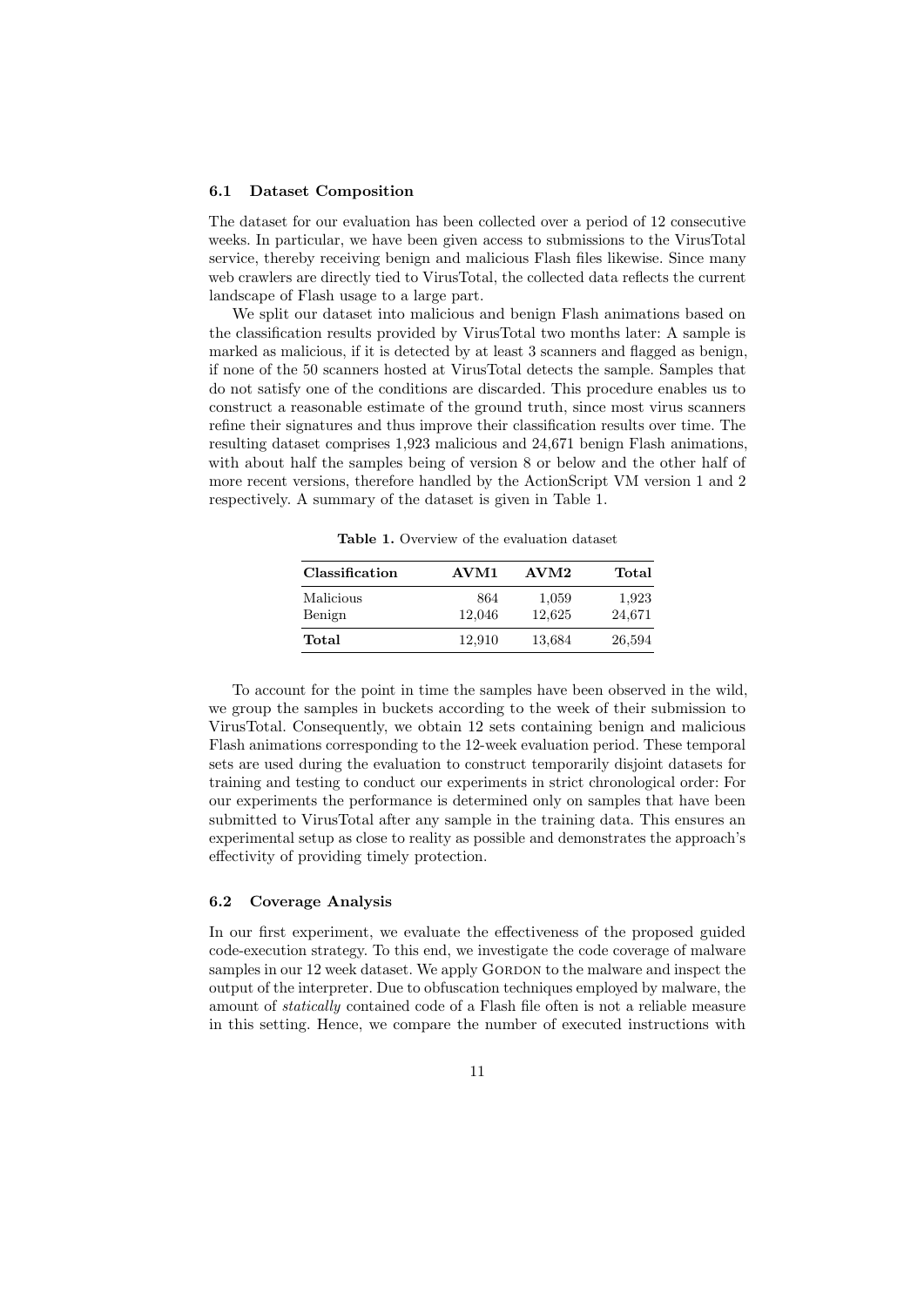### 6.1 Dataset Composition

The dataset for our evaluation has been collected over a period of 12 consecutive weeks. In particular, we have been given access to submissions to the VirusTotal service, thereby receiving benign and malicious Flash files likewise. Since many web crawlers are directly tied to VirusTotal, the collected data reflects the current landscape of Flash usage to a large part.

We split our dataset into malicious and benign Flash animations based on the classification results provided by VirusTotal two months later: A sample is marked as malicious, if it is detected by at least 3 scanners and flagged as benign, if none of the 50 scanners hosted at VirusTotal detects the sample. Samples that do not satisfy one of the conditions are discarded. This procedure enables us to construct a reasonable estimate of the ground truth, since most virus scanners refine their signatures and thus improve their classification results over time. The resulting dataset comprises 1,923 malicious and 24,671 benign Flash animations, with about half the samples being of version 8 or below and the other half of more recent versions, therefore handled by the ActionScript VM version 1 and 2 respectively. A summary of the dataset is given in Table 1.

**Table 1.** Overview of the evaluation dataset

| Classification | AVM1 | AVM2 | Total |
|---|---:|---:|---:|
| Malicious | 864 | 1,059 | 1,923 |
| Benign | 12,046 | 12,625 | 24,671 |
| **Total** | 12,910 | 13,684 | 26,594 |

To account for the point in time the samples have been observed in the wild, we group the samples in buckets according to the week of their submission to VirusTotal. Consequently, we obtain 12 sets containing benign and malicious Flash animations corresponding to the 12-week evaluation period. These temporal sets are used during the evaluation to construct temporarily disjoint datasets for training and testing to conduct our experiments in strict chronological order: For our experiments the performance is determined only on samples that have been submitted to VirusTotal after any sample in the training data. This ensures an experimental setup as close to reality as possible and demonstrates the approach's effectivity of providing timely protection.

### 6.2 Coverage Analysis

In our first experiment, we evaluate the effectiveness of the proposed guided code-execution strategy. To this end, we investigate the code coverage of malware samples in our 12 week dataset. We apply Gordon to the malware and inspect the output of the interpreter. Due to obfuscation techniques employed by malware, the amount of *statically* contained code of a Flash file often is not a reliable measure in this setting. Hence, we compare the number of executed instructions with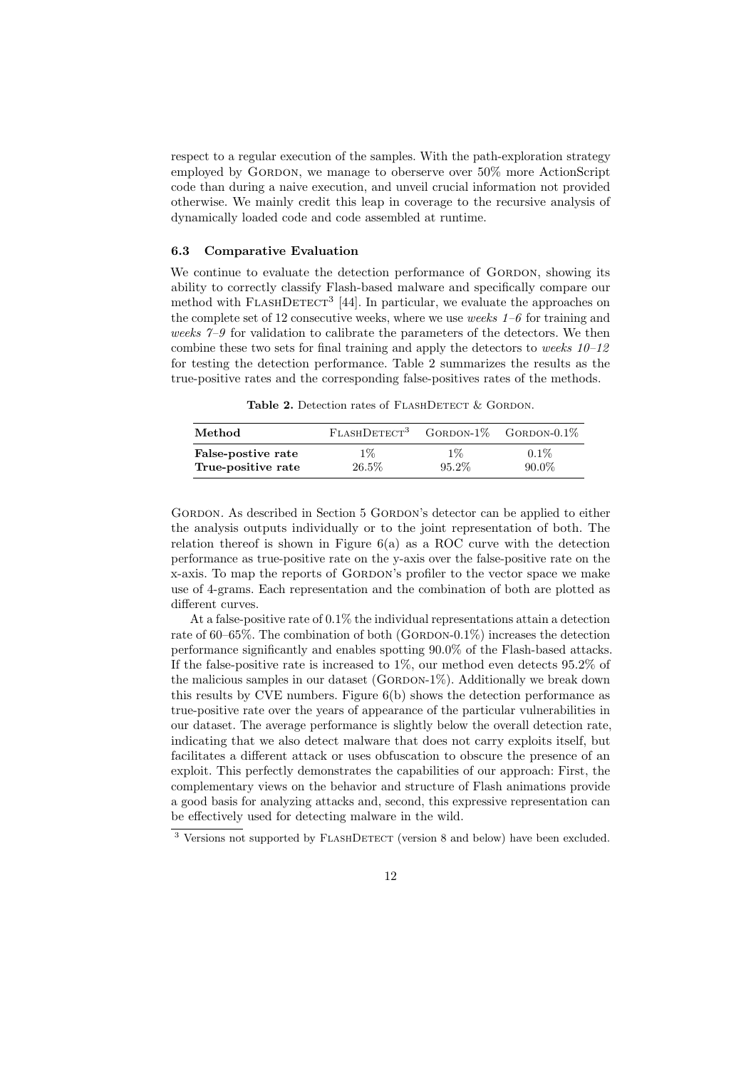respect to a regular execution of the samples. With the path-exploration strategy employed by Gordon, we manage to oberserve over 50% more ActionScript code than during a naive execution, and unveil crucial information not provided otherwise. We mainly credit this leap in coverage to the recursive analysis of dynamically loaded code and code assembled at runtime.

### 6.3 Comparative Evaluation

We continue to evaluate the detection performance of Gordon, showing its ability to correctly classify Flash-based malware and specifically compare our method with FlashDetect[3] [44]. In particular, we evaluate the approaches on the complete set of 12 consecutive weeks, where we use *weeks 1–6* for training and *weeks 7–9* for validation to calibrate the parameters of the detectors. We then combine these two sets for final training and apply the detectors to *weeks 10–12* for testing the detection performance. Table 2 summarizes the results as the true-positive rates and the corresponding false-positives rates of the methods.

**Table 2.** Detection rates of FlashDetect & Gordon.

| **Method** | FlashDetect[3] | Gordon-1% | Gordon-0.1% |
|---|---|---|---|
| **False-postive rate** | 1% | 1% | 0.1% |
| **True-positive rate** | 26.5% | 95.2% | 90.0% |

Gordon. As described in Section 5 Gordon's detector can be applied to either the analysis outputs individually or to the joint representation of both. The relation thereof is shown in Figure 6(a) as a ROC curve with the detection performance as true-positive rate on the y-axis over the false-positive rate on the x-axis. To map the reports of Gordon's profiler to the vector space we make use of 4-grams. Each representation and the combination of both are plotted as different curves.

At a false-positive rate of 0.1% the individual representations attain a detection rate of 60–65%. The combination of both (Gordon-0.1%) increases the detection performance significantly and enables spotting 90.0% of the Flash-based attacks. If the false-positive rate is increased to 1%, our method even detects 95.2% of the malicious samples in our dataset (Gordon-1%). Additionally we break down this results by CVE numbers. Figure 6(b) shows the detection performance as true-positive rate over the years of appearance of the particular vulnerabilities in our dataset. The average performance is slightly below the overall detection rate, indicating that we also detect malware that does not carry exploits itself, but facilitates a different attack or uses obfuscation to obscure the presence of an exploit. This perfectly demonstrates the capabilities of our approach: First, the complementary views on the behavior and structure of Flash animations provide a good basis for analyzing attacks and, second, this expressive representation can be effectively used for detecting malware in the wild.

[3] Versions not supported by FlashDetect (version 8 and below) have been excluded.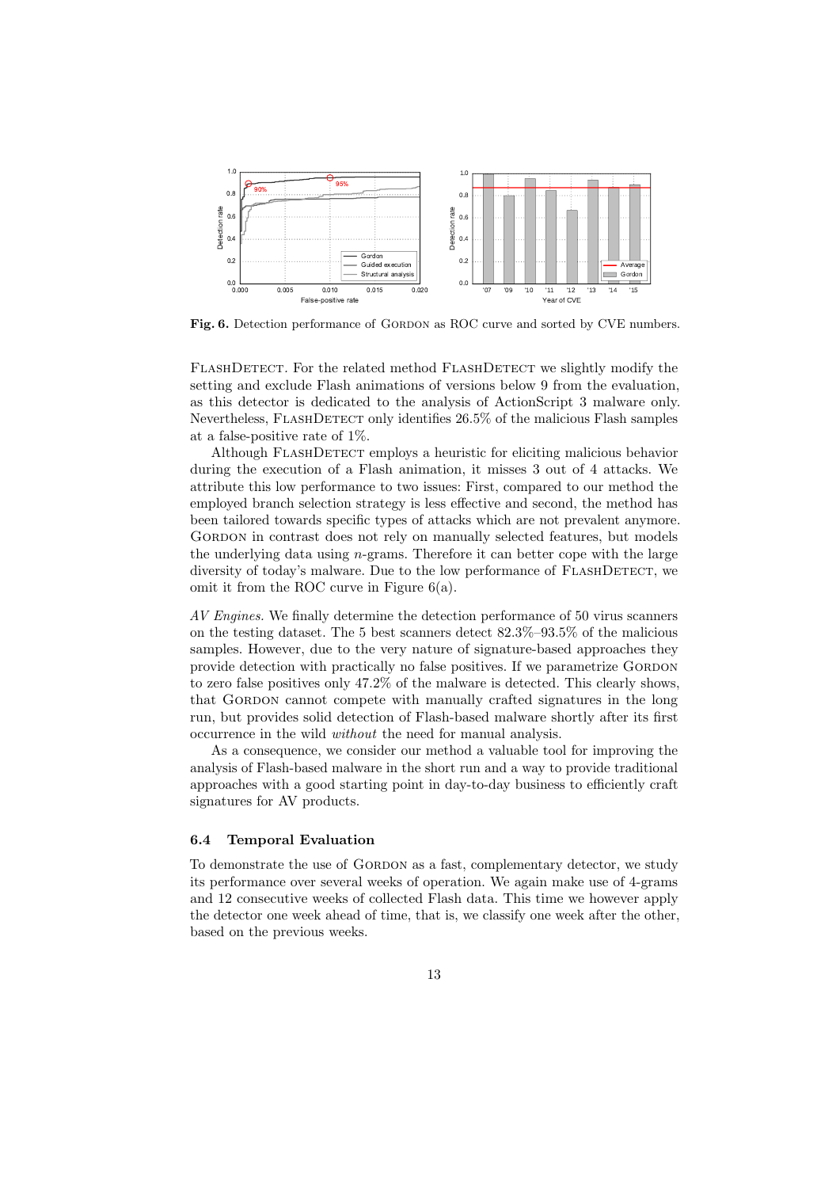**Fig. 6.** Detection performance of GORDON as ROC curve and sorted by CVE numbers.

FLASHDETECT. For the related method FLASHDETECT we slightly modify the setting and exclude Flash animations of versions below 9 from the evaluation, as this detector is dedicated to the analysis of ActionScript 3 malware only. Nevertheless, FLASHDETECT only identifies 26.5% of the malicious Flash samples at a false-positive rate of 1%.

Although FLASHDETECT employs a heuristic for eliciting malicious behavior during the execution of a Flash animation, it misses 3 out of 4 attacks. We attribute this low performance to two issues: First, compared to our method the employed branch selection strategy is less effective and second, the method has been tailored towards specific types of attacks which are not prevalent anymore. GORDON in contrast does not rely on manually selected features, but models the underlying data using $n$-grams. Therefore it can better cope with the large diversity of today's malware. Due to the low performance of FLASHDETECT, we omit it from the ROC curve in Figure 6(a).

*AV Engines.* We finally determine the detection performance of 50 virus scanners on the testing dataset. The 5 best scanners detect 82.3%–93.5% of the malicious samples. However, due to the very nature of signature-based approaches they provide detection with practically no false positives. If we parametrize GORDON to zero false positives only 47.2% of the malware is detected. This clearly shows, that GORDON cannot compete with manually crafted signatures in the long run, but provides solid detection of Flash-based malware shortly after its first occurrence in the wild *without* the need for manual analysis.

As a consequence, we consider our method a valuable tool for improving the analysis of Flash-based malware in the short run and a way to provide traditional approaches with a good starting point in day-to-day business to efficiently craft signatures for AV products.

### 6.4 Temporal Evaluation

To demonstrate the use of GORDON as a fast, complementary detector, we study its performance over several weeks of operation. We again make use of 4-grams and 12 consecutive weeks of collected Flash data. This time we however apply the detector one week ahead of time, that is, we classify one week after the other, based on the previous weeks.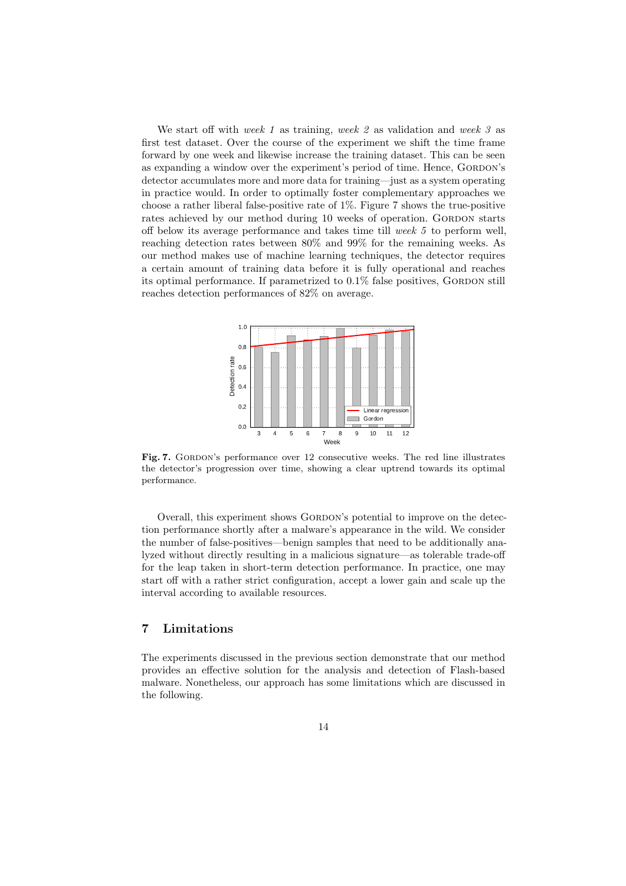We start off with *week 1* as training, *week 2* as validation and *week 3* as first test dataset. Over the course of the experiment we shift the time frame forward by one week and likewise increase the training dataset. This can be seen as expanding a window over the experiment's period of time. Hence, GORDON's detector accumulates more and more data for training—just as a system operating in practice would. In order to optimally foster complementary approaches we choose a rather liberal false-positive rate of 1%. Figure 7 shows the true-positive rates achieved by our method during 10 weeks of operation. GORDON starts off below its average performance and takes time till *week 5* to perform well, reaching detection rates between 80% and 99% for the remaining weeks. As our method makes use of machine learning techniques, the detector requires a certain amount of training data before it is fully operational and reaches its optimal performance. If parametrized to 0.1% false positives, GORDON still reaches detection performances of 82% on average.

**Fig. 7.** GORDON's performance over 12 consecutive weeks. The red line illustrates the detector's progression over time, showing a clear uptrend towards its optimal performance.

Overall, this experiment shows GORDON's potential to improve on the detection performance shortly after a malware's appearance in the wild. We consider the number of false-positives—benign samples that need to be additionally analyzed without directly resulting in a malicious signature—as tolerable trade-off for the leap taken in short-term detection performance. In practice, one may start off with a rather strict configuration, accept a lower gain and scale up the interval according to available resources.

## 7 Limitations

The experiments discussed in the previous section demonstrate that our method provides an effective solution for the analysis and detection of Flash-based malware. Nonetheless, our approach has some limitations which are discussed in the following.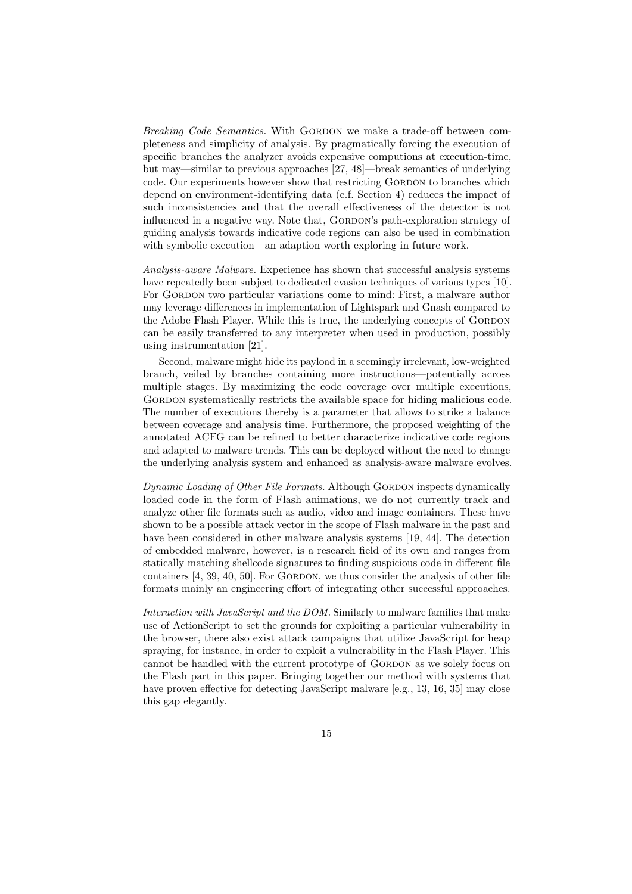*Breaking Code Semantics.* With Gordon we make a trade-off between completeness and simplicity of analysis. By pragmatically forcing the execution of specific branches the analyzer avoids expensive computions at execution-time, but may—similar to previous approaches [27, 48]—break semantics of underlying code. Our experiments however show that restricting Gordon to branches which depend on environment-identifying data (c.f. Section 4) reduces the impact of such inconsistencies and that the overall effectiveness of the detector is not influenced in a negative way. Note that, Gordon's path-exploration strategy of guiding analysis towards indicative code regions can also be used in combination with symbolic execution—an adaption worth exploring in future work.

*Analysis-aware Malware.* Experience has shown that successful analysis systems have repeatedly been subject to dedicated evasion techniques of various types [10]. For Gordon two particular variations come to mind: First, a malware author may leverage differences in implementation of Lightspark and Gnash compared to the Adobe Flash Player. While this is true, the underlying concepts of Gordon can be easily transferred to any interpreter when used in production, possibly using instrumentation [21].

Second, malware might hide its payload in a seemingly irrelevant, low-weighted branch, veiled by branches containing more instructions—potentially across multiple stages. By maximizing the code coverage over multiple executions, Gordon systematically restricts the available space for hiding malicious code. The number of executions thereby is a parameter that allows to strike a balance between coverage and analysis time. Furthermore, the proposed weighting of the annotated ACFG can be refined to better characterize indicative code regions and adapted to malware trends. This can be deployed without the need to change the underlying analysis system and enhanced as analysis-aware malware evolves.

*Dynamic Loading of Other File Formats.* Although Gordon inspects dynamically loaded code in the form of Flash animations, we do not currently track and analyze other file formats such as audio, video and image containers. These have shown to be a possible attack vector in the scope of Flash malware in the past and have been considered in other malware analysis systems [19, 44]. The detection of embedded malware, however, is a research field of its own and ranges from statically matching shellcode signatures to finding suspicious code in different file containers [4, 39, 40, 50]. For Gordon, we thus consider the analysis of other file formats mainly an engineering effort of integrating other successful approaches.

*Interaction with JavaScript and the DOM.* Similarly to malware families that make use of ActionScript to set the grounds for exploiting a particular vulnerability in the browser, there also exist attack campaigns that utilize JavaScript for heap spraying, for instance, in order to exploit a vulnerability in the Flash Player. This cannot be handled with the current prototype of Gordon as we solely focus on the Flash part in this paper. Bringing together our method with systems that have proven effective for detecting JavaScript malware [e.g., 13, 16, 35] may close this gap elegantly.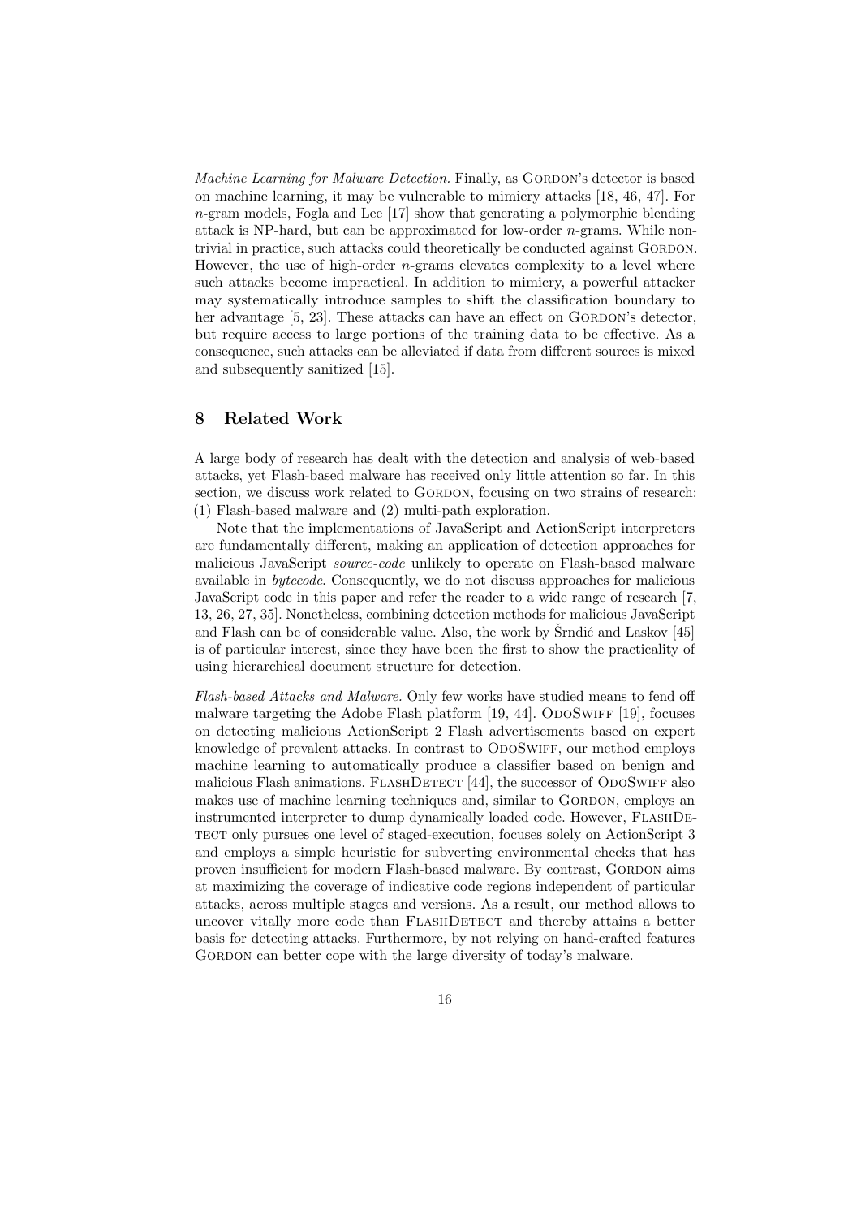*Machine Learning for Malware Detection.* Finally, as GORDON's detector is based on machine learning, it may be vulnerable to mimicry attacks [18, 46, 47]. For $n$-gram models, Fogla and Lee [17] show that generating a polymorphic blending attack is NP-hard, but can be approximated for low-order $n$-grams. While non-trivial in practice, such attacks could theoretically be conducted against GORDON. However, the use of high-order $n$-grams elevates complexity to a level where such attacks become impractical. In addition to mimicry, a powerful attacker may systematically introduce samples to shift the classification boundary to her advantage [5, 23]. These attacks can have an effect on GORDON's detector, but require access to large portions of the training data to be effective. As a consequence, such attacks can be alleviated if data from different sources is mixed and subsequently sanitized [15].

## 8 Related Work

A large body of research has dealt with the detection and analysis of web-based attacks, yet Flash-based malware has received only little attention so far. In this section, we discuss work related to GORDON, focusing on two strains of research: (1) Flash-based malware and (2) multi-path exploration.

Note that the implementations of JavaScript and ActionScript interpreters are fundamentally different, making an application of detection approaches for malicious JavaScript *source-code* unlikely to operate on Flash-based malware available in *bytecode*. Consequently, we do not discuss approaches for malicious JavaScript code in this paper and refer the reader to a wide range of research [7, 13, 26, 27, 35]. Nonetheless, combining detection methods for malicious JavaScript and Flash can be of considerable value. Also, the work by Šrndić and Laskov [45] is of particular interest, since they have been the first to show the practicality of using hierarchical document structure for detection.

*Flash-based Attacks and Malware.* Only few works have studied means to fend off malware targeting the Adobe Flash platform [19, 44]. ODOSWIFF [19], focuses on detecting malicious ActionScript 2 Flash advertisements based on expert knowledge of prevalent attacks. In contrast to ODOSWIFF, our method employs machine learning to automatically produce a classifier based on benign and malicious Flash animations. FLASHDETECT [44], the successor of ODOSWIFF also makes use of machine learning techniques and, similar to GORDON, employs an instrumented interpreter to dump dynamically loaded code. However, FLASHDETECT only pursues one level of staged-execution, focuses solely on ActionScript 3 and employs a simple heuristic for subverting environmental checks that has proven insufficient for modern Flash-based malware. By contrast, GORDON aims at maximizing the coverage of indicative code regions independent of particular attacks, across multiple stages and versions. As a result, our method allows to uncover vitally more code than FLASHDETECT and thereby attains a better basis for detecting attacks. Furthermore, by not relying on hand-crafted features GORDON can better cope with the large diversity of today's malware.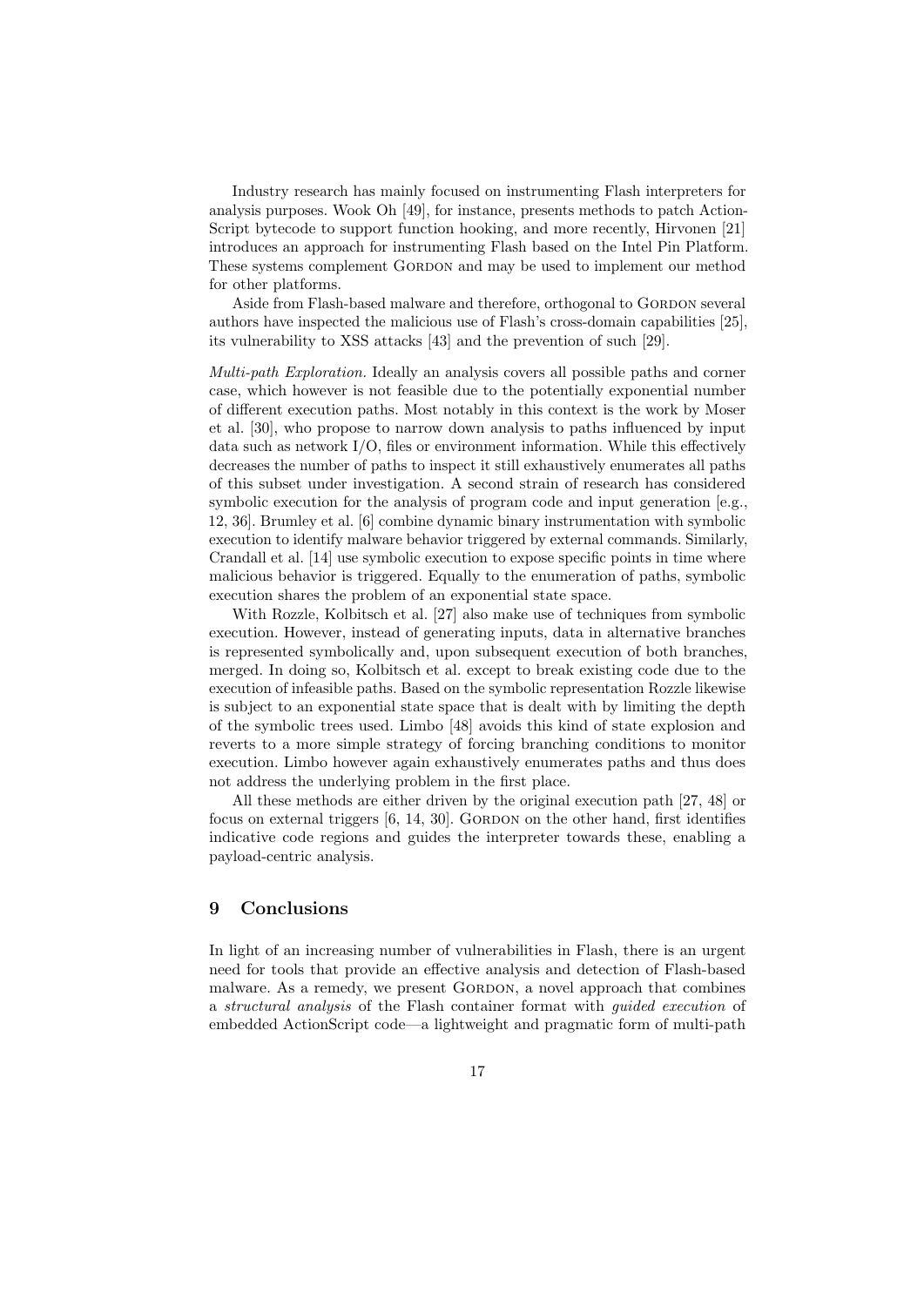Industry research has mainly focused on instrumenting Flash interpreters for analysis purposes. Wook Oh [49], for instance, presents methods to patch ActionScript bytecode to support function hooking, and more recently, Hirvonen [21] introduces an approach for instrumenting Flash based on the Intel Pin Platform. These systems complement Gordon and may be used to implement our method for other platforms.

Aside from Flash-based malware and therefore, orthogonal to Gordon several authors have inspected the malicious use of Flash's cross-domain capabilities [25], its vulnerability to XSS attacks [43] and the prevention of such [29].

*Multi-path Exploration.* Ideally an analysis covers all possible paths and corner case, which however is not feasible due to the potentially exponential number of different execution paths. Most notably in this context is the work by Moser et al. [30], who propose to narrow down analysis to paths influenced by input data such as network I/O, files or environment information. While this effectively decreases the number of paths to inspect it still exhaustively enumerates all paths of this subset under investigation. A second strain of research has considered symbolic execution for the analysis of program code and input generation [e.g., 12, 36]. Brumley et al. [6] combine dynamic binary instrumentation with symbolic execution to identify malware behavior triggered by external commands. Similarly, Crandall et al. [14] use symbolic execution to expose specific points in time where malicious behavior is triggered. Equally to the enumeration of paths, symbolic execution shares the problem of an exponential state space.

With Rozzle, Kolbitsch et al. [27] also make use of techniques from symbolic execution. However, instead of generating inputs, data in alternative branches is represented symbolically and, upon subsequent execution of both branches, merged. In doing so, Kolbitsch et al. except to break existing code due to the execution of infeasible paths. Based on the symbolic representation Rozzle likewise is subject to an exponential state space that is dealt with by limiting the depth of the symbolic trees used. Limbo [48] avoids this kind of state explosion and reverts to a more simple strategy of forcing branching conditions to monitor execution. Limbo however again exhaustively enumerates paths and thus does not address the underlying problem in the first place.

All these methods are either driven by the original execution path [27, 48] or focus on external triggers [6, 14, 30]. Gordon on the other hand, first identifies indicative code regions and guides the interpreter towards these, enabling a payload-centric analysis.

## 9 Conclusions

In light of an increasing number of vulnerabilities in Flash, there is an urgent need for tools that provide an effective analysis and detection of Flash-based malware. As a remedy, we present Gordon, a novel approach that combines a *structural analysis* of the Flash container format with *guided execution* of embedded ActionScript code—a lightweight and pragmatic form of multi-path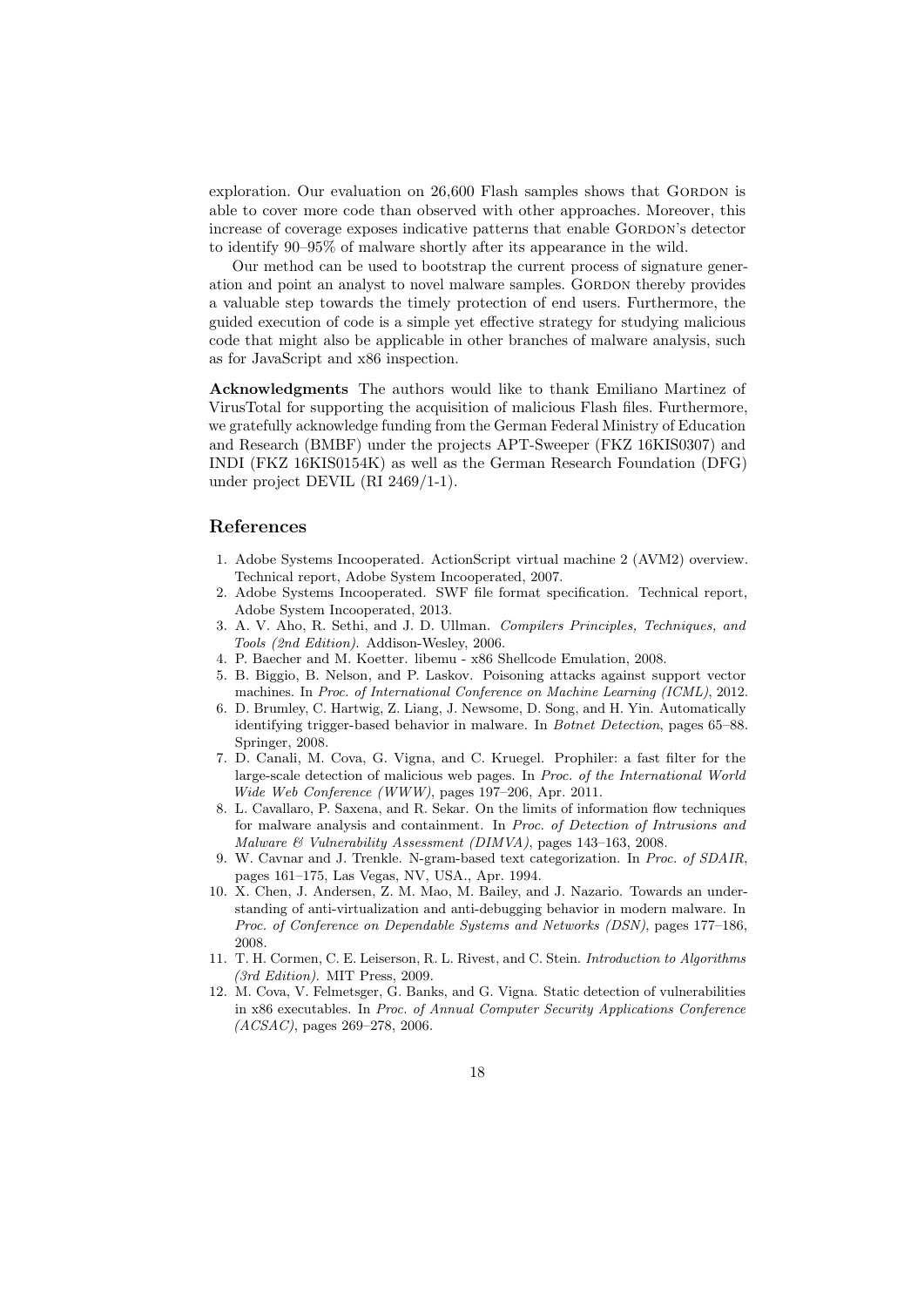exploration. Our evaluation on 26,600 Flash samples shows that GORDON is able to cover more code than observed with other approaches. Moreover, this increase of coverage exposes indicative patterns that enable GORDON's detector to identify 90–95% of malware shortly after its appearance in the wild.

Our method can be used to bootstrap the current process of signature generation and point an analyst to novel malware samples. GORDON thereby provides a valuable step towards the timely protection of end users. Furthermore, the guided execution of code is a simple yet effective strategy for studying malicious code that might also be applicable in other branches of malware analysis, such as for JavaScript and x86 inspection.

**Acknowledgments** The authors would like to thank Emiliano Martinez of VirusTotal for supporting the acquisition of malicious Flash files. Furthermore, we gratefully acknowledge funding from the German Federal Ministry of Education and Research (BMBF) under the projects APT-Sweeper (FKZ 16KIS0307) and INDI (FKZ 16KIS0154K) as well as the German Research Foundation (DFG) under project DEVIL (RI 2469/1-1).

## References

1. Adobe Systems Incooperated. ActionScript virtual machine 2 (AVM2) overview. Technical report, Adobe System Incooperated, 2007.
2. Adobe Systems Incooperated. SWF file format specification. Technical report, Adobe System Incooperated, 2013.
3. A. V. Aho, R. Sethi, and J. D. Ullman. *Compilers Principles, Techniques, and Tools (2nd Edition)*. Addison-Wesley, 2006.
4. P. Baecher and M. Koetter. libemu - x86 Shellcode Emulation, 2008.
5. B. Biggio, B. Nelson, and P. Laskov. Poisoning attacks against support vector machines. In *Proc. of International Conference on Machine Learning (ICML)*, 2012.
6. D. Brumley, C. Hartwig, Z. Liang, J. Newsome, D. Song, and H. Yin. Automatically identifying trigger-based behavior in malware. In *Botnet Detection*, pages 65–88. Springer, 2008.
7. D. Canali, M. Cova, G. Vigna, and C. Kruegel. Prophiler: a fast filter for the large-scale detection of malicious web pages. In *Proc. of the International World Wide Web Conference (WWW)*, pages 197–206, Apr. 2011.
8. L. Cavallaro, P. Saxena, and R. Sekar. On the limits of information flow techniques for malware analysis and containment. In *Proc. of Detection of Intrusions and Malware & Vulnerability Assessment (DIMVA)*, pages 143–163, 2008.
9. W. Cavnar and J. Trenkle. N-gram-based text categorization. In *Proc. of SDAIR*, pages 161–175, Las Vegas, NV, USA., Apr. 1994.
10. X. Chen, J. Andersen, Z. M. Mao, M. Bailey, and J. Nazario. Towards an understanding of anti-virtualization and anti-debugging behavior in modern malware. In *Proc. of Conference on Dependable Systems and Networks (DSN)*, pages 177–186, 2008.
11. T. H. Cormen, C. E. Leiserson, R. L. Rivest, and C. Stein. *Introduction to Algorithms (3rd Edition)*. MIT Press, 2009.
12. M. Cova, V. Felmetsger, G. Banks, and G. Vigna. Static detection of vulnerabilities in x86 executables. In *Proc. of Annual Computer Security Applications Conference (ACSAC)*, pages 269–278, 2006.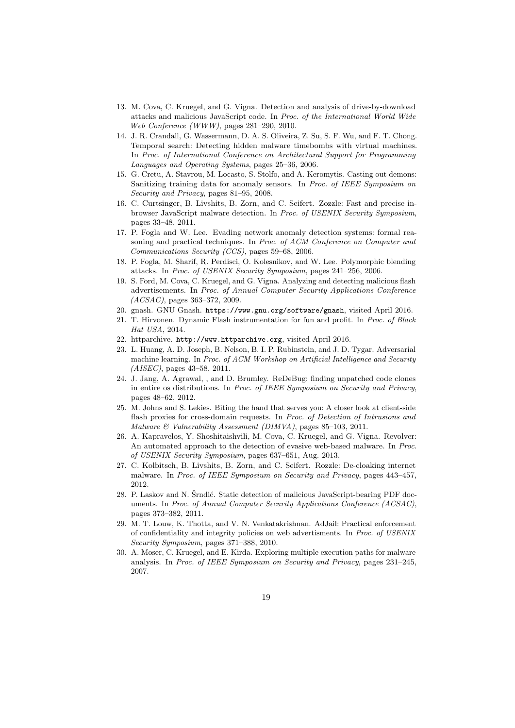13. M. Cova, C. Kruegel, and G. Vigna. Detection and analysis of drive-by-download attacks and malicious JavaScript code. In *Proc. of the International World Wide Web Conference (WWW)*, pages 281–290, 2010.
14. J. R. Crandall, G. Wassermann, D. A. S. Oliveira, Z. Su, S. F. Wu, and F. T. Chong. Temporal search: Detecting hidden malware timebombs with virtual machines. In *Proc. of International Conference on Architectural Support for Programming Languages and Operating Systems*, pages 25–36, 2006.
15. G. Cretu, A. Stavrou, M. Locasto, S. Stolfo, and A. Keromytis. Casting out demons: Sanitizing training data for anomaly sensors. In *Proc. of IEEE Symposium on Security and Privacy*, pages 81–95, 2008.
16. C. Curtsinger, B. Livshits, B. Zorn, and C. Seifert. Zozzle: Fast and precise in-browser JavaScript malware detection. In *Proc. of USENIX Security Symposium*, pages 33–48, 2011.
17. P. Fogla and W. Lee. Evading network anomaly detection systems: formal reasoning and practical techniques. In *Proc. of ACM Conference on Computer and Communications Security (CCS)*, pages 59–68, 2006.
18. P. Fogla, M. Sharif, R. Perdisci, O. Kolesnikov, and W. Lee. Polymorphic blending attacks. In *Proc. of USENIX Security Symposium*, pages 241–256, 2006.
19. S. Ford, M. Cova, C. Kruegel, and G. Vigna. Analyzing and detecting malicious flash advertisements. In *Proc. of Annual Computer Security Applications Conference (ACSAC)*, pages 363–372, 2009.
20. gnash. GNU Gnash. `https://www.gnu.org/software/gnash`, visited April 2016.
21. T. Hirvonen. Dynamic Flash instrumentation for fun and profit. In *Proc. of Black Hat USA*, 2014.
22. httparchive. `http://www.httparchive.org`, visited April 2016.
23. L. Huang, A. D. Joseph, B. Nelson, B. I. P. Rubinstein, and J. D. Tygar. Adversarial machine learning. In *Proc. of ACM Workshop on Artificial Intelligence and Security (AISEC)*, pages 43–58, 2011.
24. J. Jang, A. Agrawal, , and D. Brumley. ReDeBug: finding unpatched code clones in entire os distributions. In *Proc. of IEEE Symposium on Security and Privacy*, pages 48–62, 2012.
25. M. Johns and S. Lekies. Biting the hand that serves you: A closer look at client-side flash proxies for cross-domain requests. In *Proc. of Detection of Intrusions and Malware & Vulnerability Assessment (DIMVA)*, pages 85–103, 2011.
26. A. Kapravelos, Y. Shoshitaishvili, M. Cova, C. Kruegel, and G. Vigna. Revolver: An automated approach to the detection of evasive web-based malware. In *Proc. of USENIX Security Symposium*, pages 637–651, Aug. 2013.
27. C. Kolbitsch, B. Livshits, B. Zorn, and C. Seifert. Rozzle: De-cloaking internet malware. In *Proc. of IEEE Symposium on Security and Privacy*, pages 443–457, 2012.
28. P. Laskov and N. Šrndić. Static detection of malicious JavaScript-bearing PDF documents. In *Proc. of Annual Computer Security Applications Conference (ACSAC)*, pages 373–382, 2011.
29. M. T. Louw, K. Thotta, and V. N. Venkatakrishnan. AdJail: Practical enforcement of confidentiality and integrity policies on web advertisments. In *Proc. of USENIX Security Symposium*, pages 371–388, 2010.
30. A. Moser, C. Kruegel, and E. Kirda. Exploring multiple execution paths for malware analysis. In *Proc. of IEEE Symposium on Security and Privacy*, pages 231–245, 2007.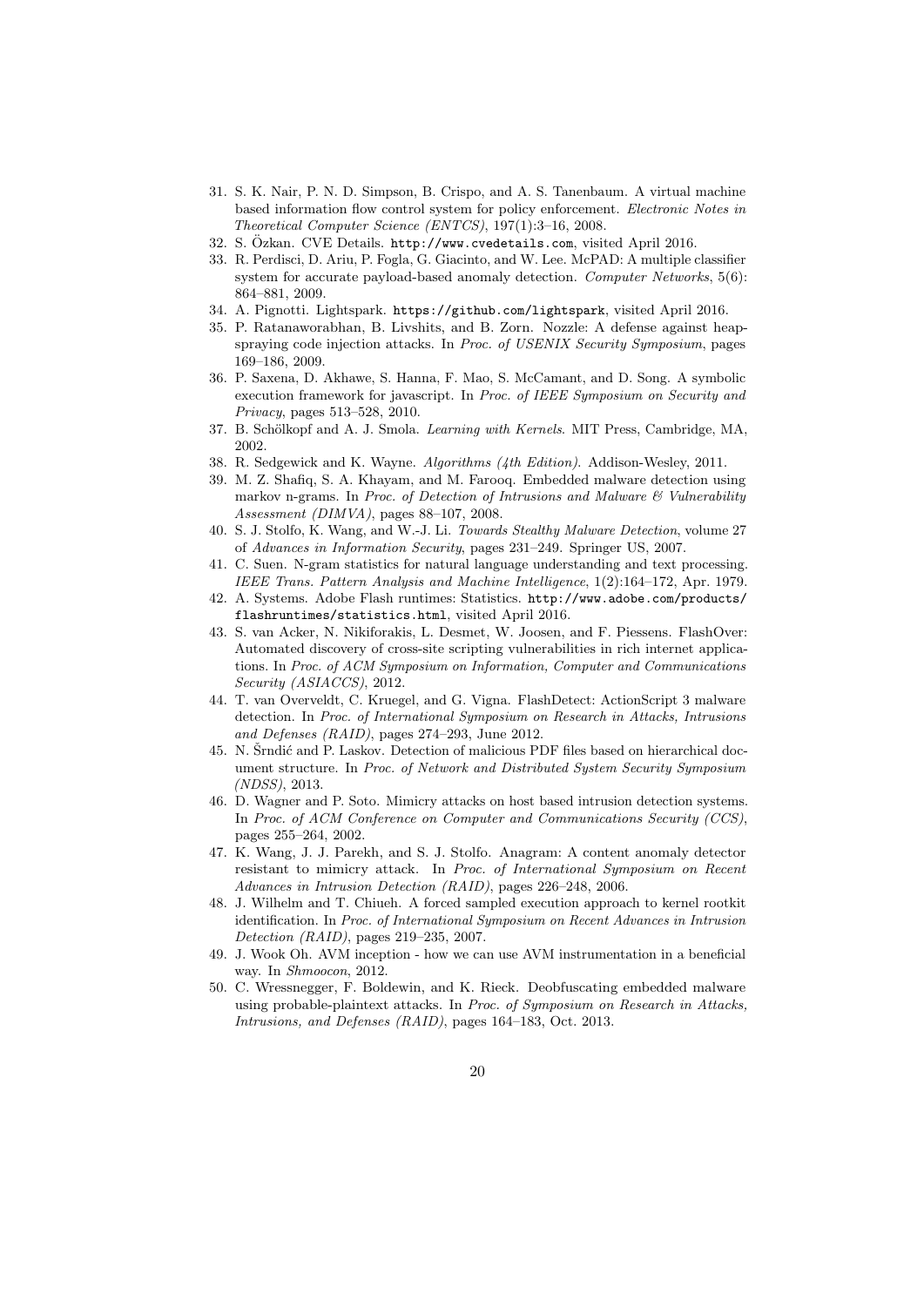31. S. K. Nair, P. N. D. Simpson, B. Crispo, and A. S. Tanenbaum. A virtual machine based information flow control system for policy enforcement. *Electronic Notes in Theoretical Computer Science (ENTCS)*, 197(1):3–16, 2008.
32. S. Özkan. CVE Details. `http://www.cvedetails.com`, visited April 2016.
33. R. Perdisci, D. Ariu, P. Fogla, G. Giacinto, and W. Lee. McPAD: A multiple classifier system for accurate payload-based anomaly detection. *Computer Networks*, 5(6): 864–881, 2009.
34. A. Pignotti. Lightspark. `https://github.com/lightspark`, visited April 2016.
35. P. Ratanaworabhan, B. Livshits, and B. Zorn. Nozzle: A defense against heap-spraying code injection attacks. In *Proc. of USENIX Security Symposium*, pages 169–186, 2009.
36. P. Saxena, D. Akhawe, S. Hanna, F. Mao, S. McCamant, and D. Song. A symbolic execution framework for javascript. In *Proc. of IEEE Symposium on Security and Privacy*, pages 513–528, 2010.
37. B. Schölkopf and A. J. Smola. *Learning with Kernels*. MIT Press, Cambridge, MA, 2002.
38. R. Sedgewick and K. Wayne. *Algorithms (4th Edition)*. Addison-Wesley, 2011.
39. M. Z. Shafiq, S. A. Khayam, and M. Farooq. Embedded malware detection using markov n-grams. In *Proc. of Detection of Intrusions and Malware & Vulnerability Assessment (DIMVA)*, pages 88–107, 2008.
40. S. J. Stolfo, K. Wang, and W.-J. Li. *Towards Stealthy Malware Detection*, volume 27 of *Advances in Information Security*, pages 231–249. Springer US, 2007.
41. C. Suen. N-gram statistics for natural language understanding and text processing. *IEEE Trans. Pattern Analysis and Machine Intelligence*, 1(2):164–172, Apr. 1979.
42. A. Systems. Adobe Flash runtimes: Statistics. `http://www.adobe.com/products/flashruntimes/statistics.html`, visited April 2016.
43. S. van Acker, N. Nikiforakis, L. Desmet, W. Joosen, and F. Piessens. FlashOver: Automated discovery of cross-site scripting vulnerabilities in rich internet applications. In *Proc. of ACM Symposium on Information, Computer and Communications Security (ASIACCS)*, 2012.
44. T. van Overveldt, C. Kruegel, and G. Vigna. FlashDetect: ActionScript 3 malware detection. In *Proc. of International Symposium on Research in Attacks, Intrusions and Defenses (RAID)*, pages 274–293, June 2012.
45. N. Šrndić and P. Laskov. Detection of malicious PDF files based on hierarchical document structure. In *Proc. of Network and Distributed System Security Symposium (NDSS)*, 2013.
46. D. Wagner and P. Soto. Mimicry attacks on host based intrusion detection systems. In *Proc. of ACM Conference on Computer and Communications Security (CCS)*, pages 255–264, 2002.
47. K. Wang, J. J. Parekh, and S. J. Stolfo. Anagram: A content anomaly detector resistant to mimicry attack. In *Proc. of International Symposium on Recent Advances in Intrusion Detection (RAID)*, pages 226–248, 2006.
48. J. Wilhelm and T. Chiueh. A forced sampled execution approach to kernel rootkit identification. In *Proc. of International Symposium on Recent Advances in Intrusion Detection (RAID)*, pages 219–235, 2007.
49. J. Wook Oh. AVM inception - how we can use AVM instrumentation in a beneficial way. In *Shmoocon*, 2012.
50. C. Wressnegger, F. Boldewin, and K. Rieck. Deobfuscating embedded malware using probable-plaintext attacks. In *Proc. of Symposium on Research in Attacks, Intrusions, and Defenses (RAID)*, pages 164–183, Oct. 2013.